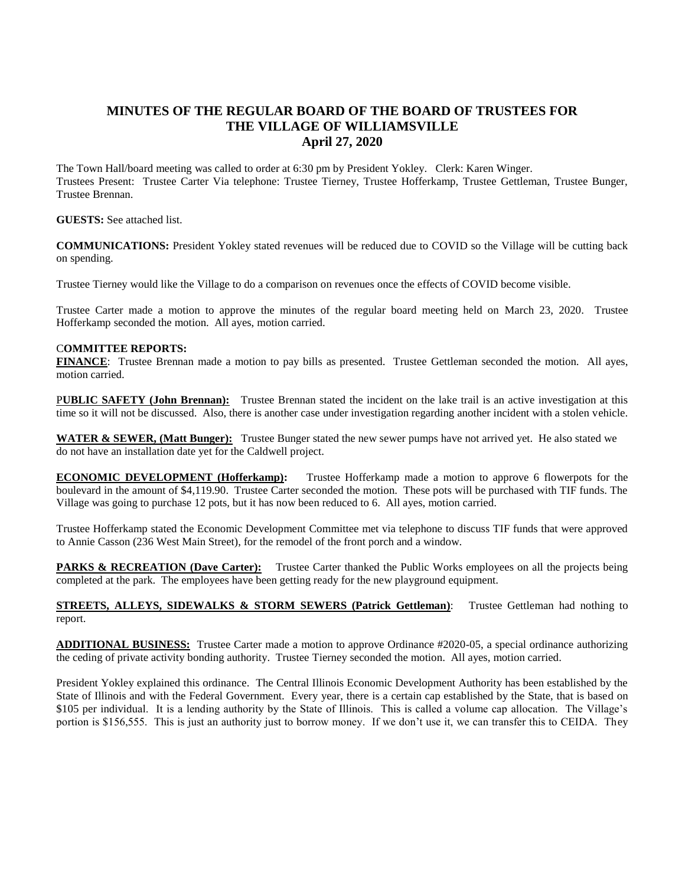# MINUTES OF THE REGULAR BOARD OF THE BOARD OF TRUSTEES FOR THE VILLAGE OF WILLIAMSVILLE
## April 27, 2020

The Town Hall/board meeting was called to order at 6:30 pm by President Yokley. Clerk: Karen Winger.
Trustees Present: Trustee Carter Via telephone: Trustee Tierney, Trustee Hofferkamp, Trustee Gettleman, Trustee Bunger, Trustee Brennan.

**GUESTS:** See attached list.

**COMMUNICATIONS:** President Yokley stated revenues will be reduced due to COVID so the Village will be cutting back on spending.

Trustee Tierney would like the Village to do a comparison on revenues once the effects of COVID become visible.

Trustee Carter made a motion to approve the minutes of the regular board meeting held on March 23, 2020. Trustee Hofferkamp seconded the motion. All ayes, motion carried.

C**OMMITTEE REPORTS:**

**FINANCE**: Trustee Brennan made a motion to pay bills as presented. Trustee Gettleman seconded the motion. All ayes, motion carried.

P**UBLIC SAFETY (John Brennan):** Trustee Brennan stated the incident on the lake trail is an active investigation at this time so it will not be discussed. Also, there is another case under investigation regarding another incident with a stolen vehicle.

**WATER & SEWER, (Matt Bunger):** Trustee Bunger stated the new sewer pumps have not arrived yet. He also stated we do not have an installation date yet for the Caldwell project.

**ECONOMIC DEVELOPMENT (Hofferkamp):** Trustee Hofferkamp made a motion to approve 6 flowerpots for the boulevard in the amount of $4,119.90. Trustee Carter seconded the motion. These pots will be purchased with TIF funds. The Village was going to purchase 12 pots, but it has now been reduced to 6. All ayes, motion carried.

Trustee Hofferkamp stated the Economic Development Committee met via telephone to discuss TIF funds that were approved to Annie Casson (236 West Main Street), for the remodel of the front porch and a window.

**PARKS & RECREATION (Dave Carter):** Trustee Carter thanked the Public Works employees on all the projects being completed at the park. The employees have been getting ready for the new playground equipment.

**STREETS, ALLEYS, SIDEWALKS & STORM SEWERS (Patrick Gettleman)**: Trustee Gettleman had nothing to report.

**ADDITIONAL BUSINESS:** Trustee Carter made a motion to approve Ordinance #2020-05, a special ordinance authorizing the ceding of private activity bonding authority. Trustee Tierney seconded the motion. All ayes, motion carried.

President Yokley explained this ordinance. The Central Illinois Economic Development Authority has been established by the State of Illinois and with the Federal Government. Every year, there is a certain cap established by the State, that is based on $105 per individual. It is a lending authority by the State of Illinois. This is called a volume cap allocation. The Village's portion is $156,555. This is just an authority just to borrow money. If we don't use it, we can transfer this to CEIDA. They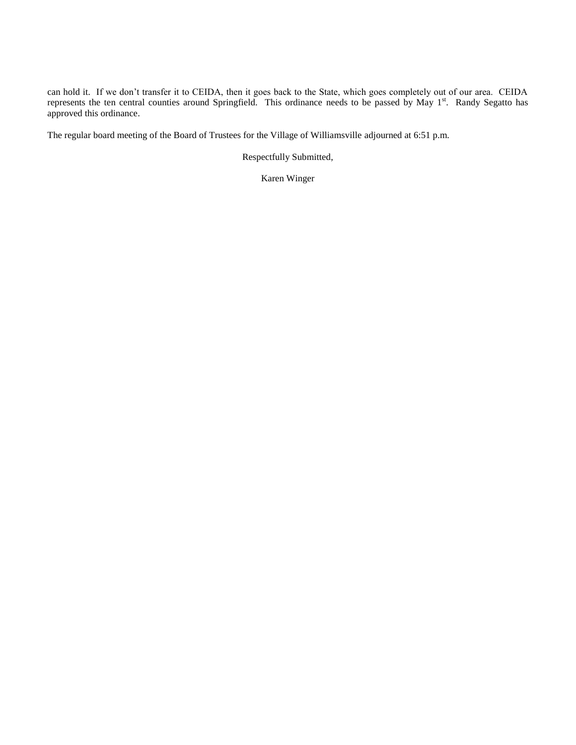can hold it. If we don't transfer it to CEIDA, then it goes back to the State, which goes completely out of our area. CEIDA represents the ten central counties around Springfield. This ordinance needs to be passed by May 1st. Randy Segatto has approved this ordinance.

The regular board meeting of the Board of Trustees for the Village of Williamsville adjourned at 6:51 p.m.

Respectfully Submitted,

Karen Winger